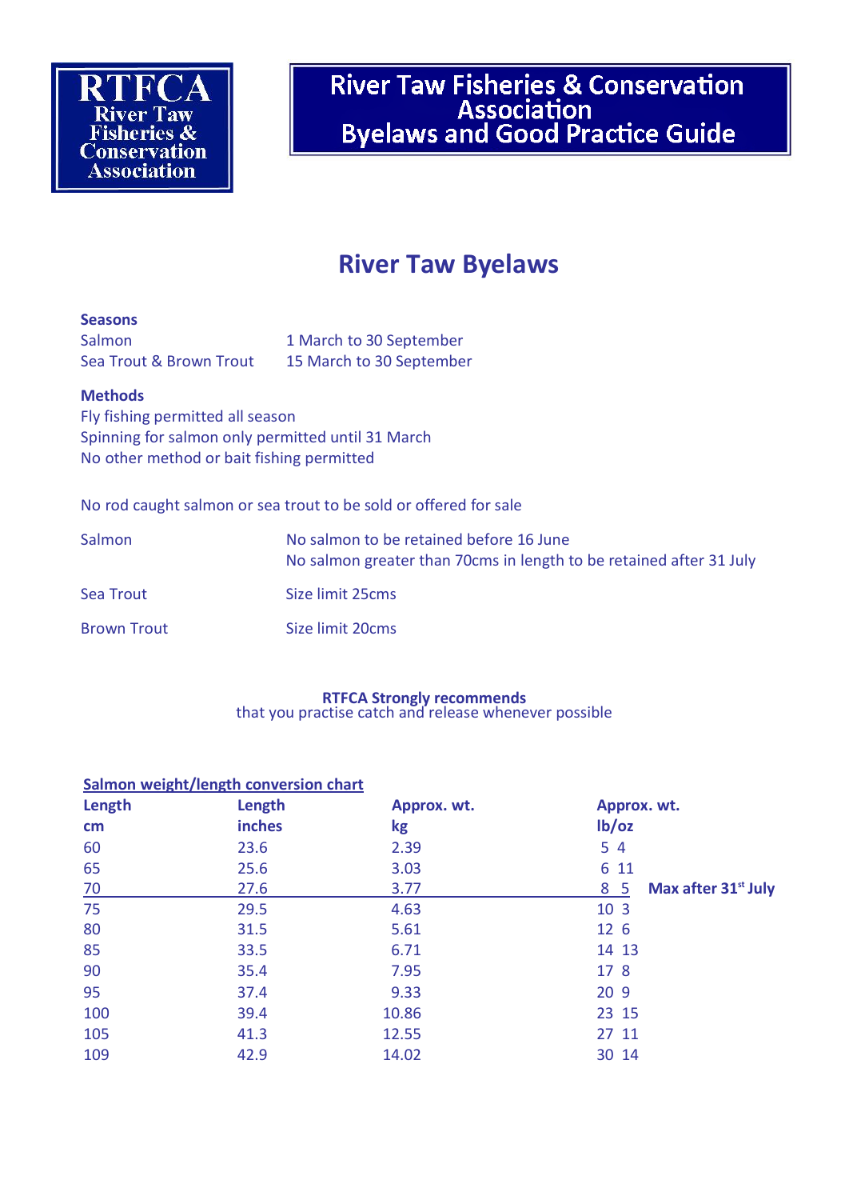RTFCA River Taw Fisheries & Conservation Association

# River Taw Fisheries & Conservation Association Byelaws and Good Practice Guide

## River Taw Byelaws

**Seasons**

| | |
|---|---|
| Salmon | 1 March to 30 September |
| Sea Trout & Brown Trout | 15 March to 30 September |

**Methods**

Fly fishing permitted all season
Spinning for salmon only permitted until 31 March
No other method or bait fishing permitted

No rod caught salmon or sea trout to be sold or offered for sale

| | |
|---|---|
| Salmon | No salmon to be retained before 16 June<br>No salmon greater than 70cms in length to be retained after 31 July |
| Sea Trout | Size limit 25cms |
| Brown Trout | Size limit 20cms |

**RTFCA Strongly recommends**
that you practise catch and release whenever possible

**Salmon weight/length conversion chart**

| Length cm | Length inches | Approx. wt. kg | Approx. wt. lb/oz | |
|---|---|---|---|---|
| 60 | 23.6 | 2.39 | 5 4 | |
| 65 | 25.6 | 3.03 | 6 11 | |
| 70 | 27.6 | 3.77 | 8 5 | **Max after 31st July** |
| 75 | 29.5 | 4.63 | 10 3 | |
| 80 | 31.5 | 5.61 | 12 6 | |
| 85 | 33.5 | 6.71 | 14 13 | |
| 90 | 35.4 | 7.95 | 17 8 | |
| 95 | 37.4 | 9.33 | 20 9 | |
| 100 | 39.4 | 10.86 | 23 15 | |
| 105 | 41.3 | 12.55 | 27 11 | |
| 109 | 42.9 | 14.02 | 30 14 | |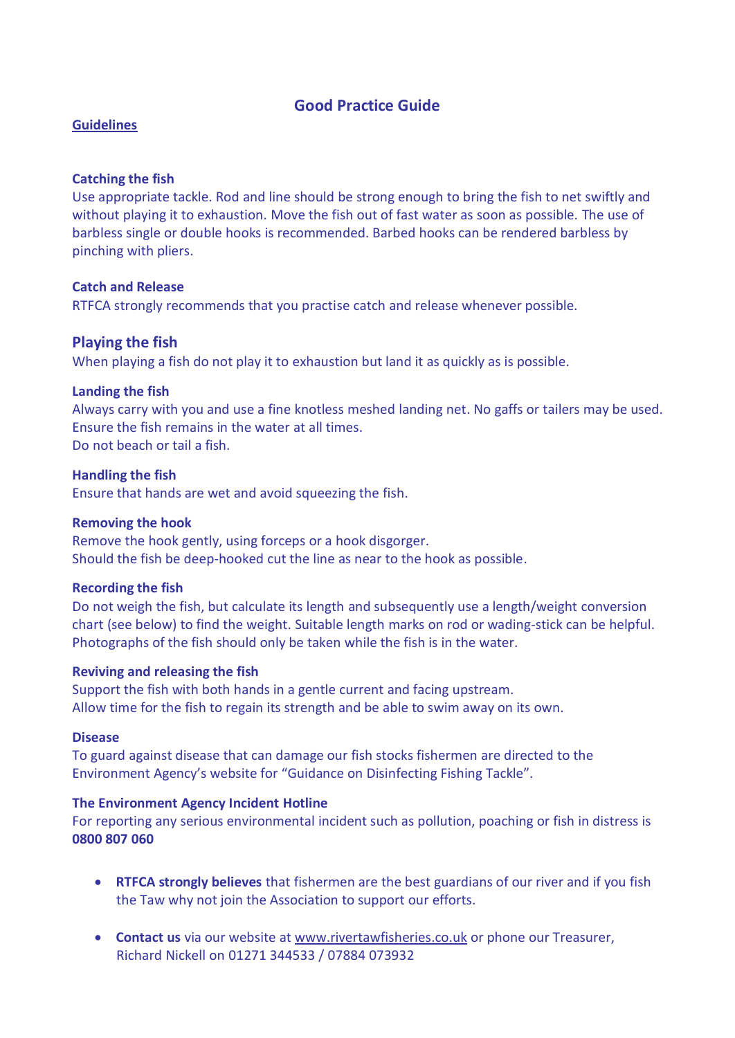# Good Practice Guide

## Guidelines

### Catching the fish

Use appropriate tackle. Rod and line should be strong enough to bring the fish to net swiftly and without playing it to exhaustion. Move the fish out of fast water as soon as possible. The use of barbless single or double hooks is recommended. Barbed hooks can be rendered barbless by pinching with pliers.

### Catch and Release

RTFCA strongly recommends that you practise catch and release whenever possible.

### Playing the fish

When playing a fish do not play it to exhaustion but land it as quickly as is possible.

### Landing the fish

Always carry with you and use a fine knotless meshed landing net. No gaffs or tailers may be used.
Ensure the fish remains in the water at all times.
Do not beach or tail a fish.

### Handling the fish

Ensure that hands are wet and avoid squeezing the fish.

### Removing the hook

Remove the hook gently, using forceps or a hook disgorger.
Should the fish be deep-hooked cut the line as near to the hook as possible.

### Recording the fish

Do not weigh the fish, but calculate its length and subsequently use a length/weight conversion chart (see below) to find the weight. Suitable length marks on rod or wading-stick can be helpful. Photographs of the fish should only be taken while the fish is in the water.

### Reviving and releasing the fish

Support the fish with both hands in a gentle current and facing upstream.
Allow time for the fish to regain its strength and be able to swim away on its own.

### Disease

To guard against disease that can damage our fish stocks fishermen are directed to the Environment Agency's website for "Guidance on Disinfecting Fishing Tackle".

### The Environment Agency Incident Hotline

For reporting any serious environmental incident such as pollution, poaching or fish in distress is **0800 807 060**

- **RTFCA strongly believes** that fishermen are the best guardians of our river and if you fish the Taw why not join the Association to support our efforts.

- **Contact us** via our website at www.rivertawfisheries.co.uk or phone our Treasurer, Richard Nickell on 01271 344533 / 07884 073932